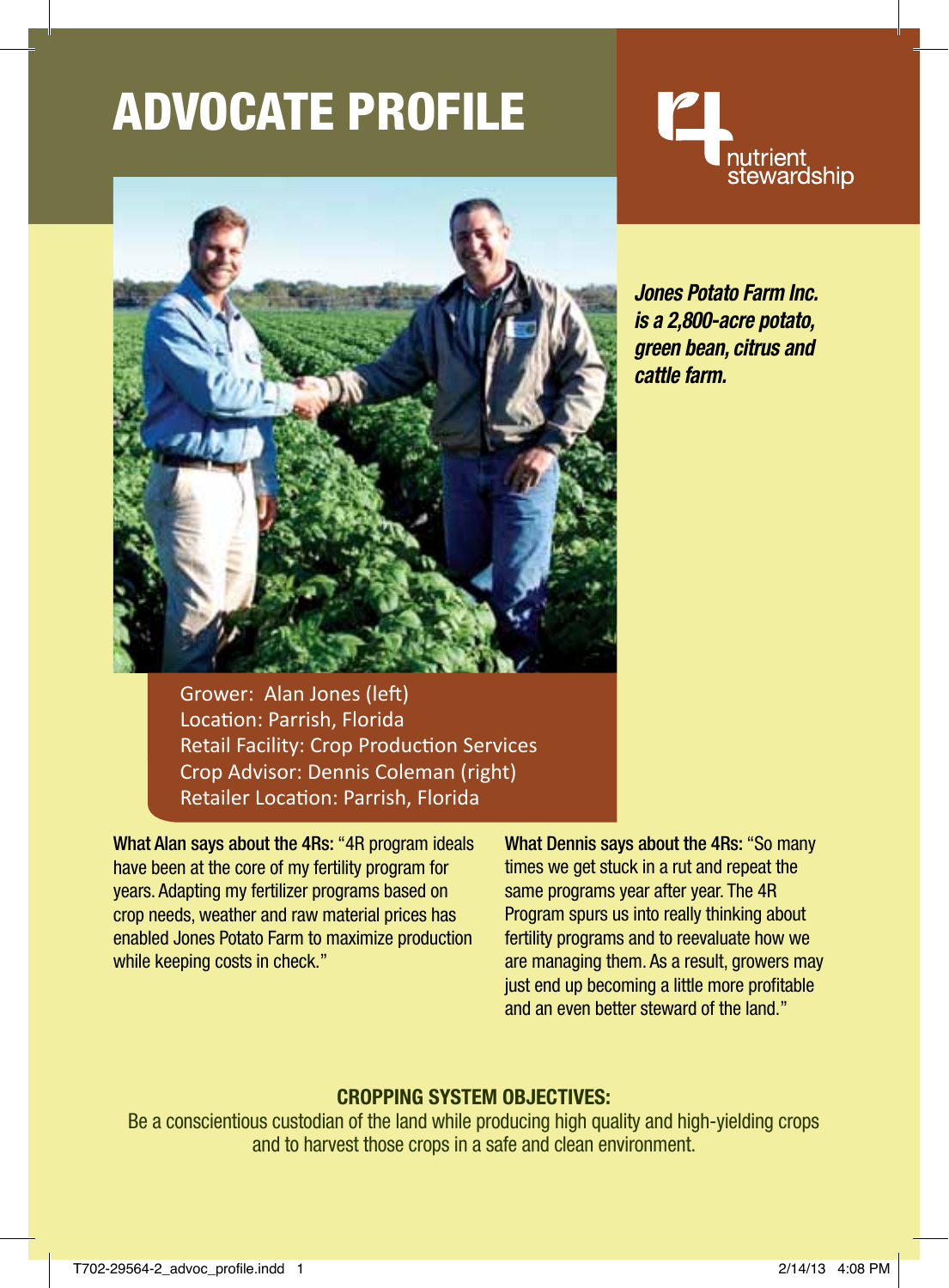# ADVOCATE PROFILE

4R nutrient stewardship

***Jones Potato Farm Inc. is a 2,800-acre potato, green bean, citrus and cattle farm.***

Grower: Alan Jones (left)
Location: Parrish, Florida
Retail Facility: Crop Production Services
Crop Advisor: Dennis Coleman (right)
Retailer Location: Parrish, Florida

**What Alan says about the 4Rs:** "4R program ideals have been at the core of my fertility program for years. Adapting my fertilizer programs based on crop needs, weather and raw material prices has enabled Jones Potato Farm to maximize production while keeping costs in check."

**What Dennis says about the 4Rs:** "So many times we get stuck in a rut and repeat the same programs year after year. The 4R Program spurs us into really thinking about fertility programs and to reevaluate how we are managing them. As a result, growers may just end up becoming a little more profitable and an even better steward of the land."

## CROPPING SYSTEM OBJECTIVES:

Be a conscientious custodian of the land while producing high quality and high-yielding crops and to harvest those crops in a safe and clean environment.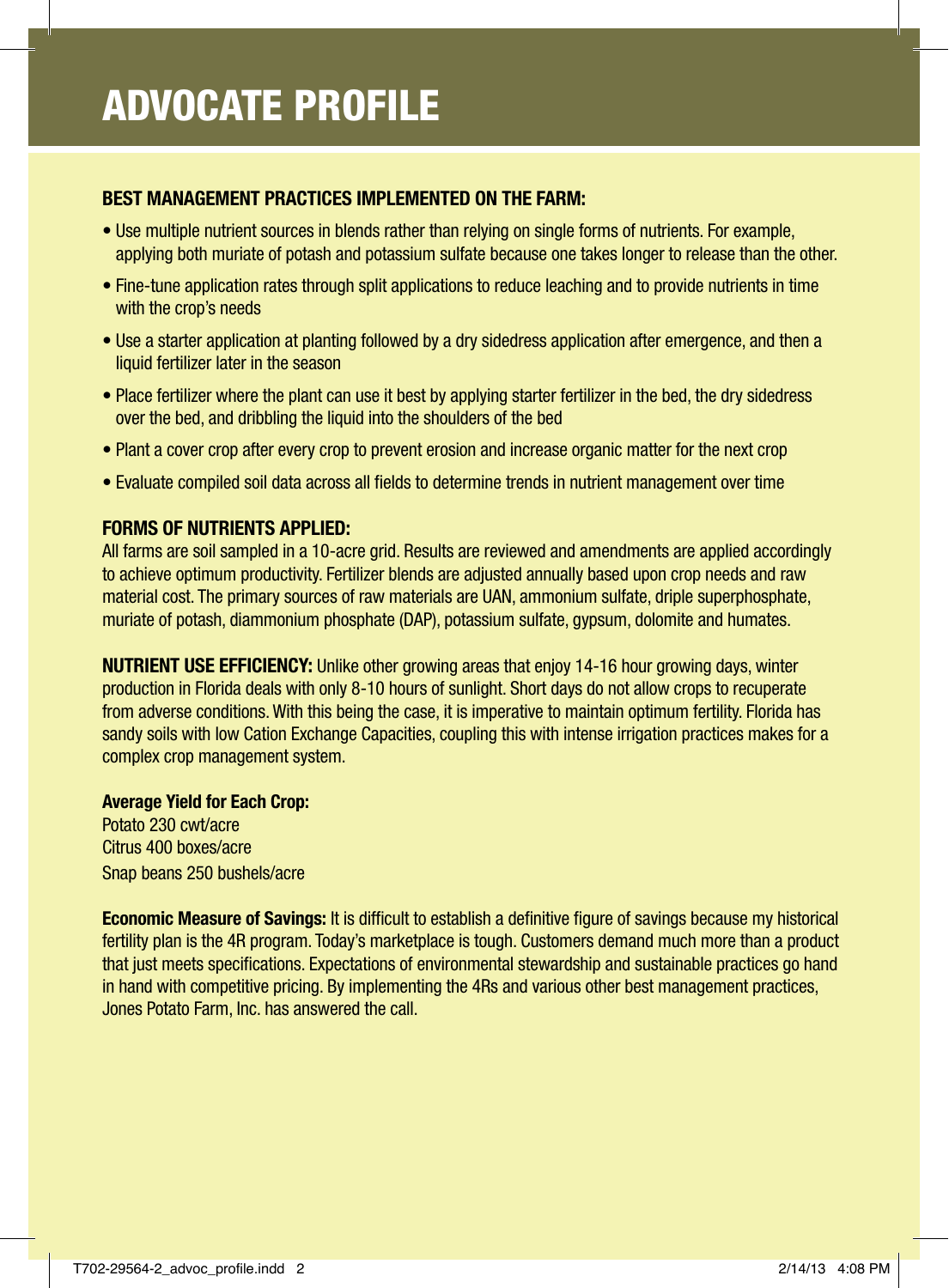# ADVOCATE PROFILE

**BEST MANAGEMENT PRACTICES IMPLEMENTED ON THE FARM:**

- Use multiple nutrient sources in blends rather than relying on single forms of nutrients. For example, applying both muriate of potash and potassium sulfate because one takes longer to release than the other.
- Fine-tune application rates through split applications to reduce leaching and to provide nutrients in time with the crop's needs
- Use a starter application at planting followed by a dry sidedress application after emergence, and then a liquid fertilizer later in the season
- Place fertilizer where the plant can use it best by applying starter fertilizer in the bed, the dry sidedress over the bed, and dribbling the liquid into the shoulders of the bed
- Plant a cover crop after every crop to prevent erosion and increase organic matter for the next crop
- Evaluate compiled soil data across all fields to determine trends in nutrient management over time

**FORMS OF NUTRIENTS APPLIED:**
All farms are soil sampled in a 10-acre grid. Results are reviewed and amendments are applied accordingly to achieve optimum productivity. Fertilizer blends are adjusted annually based upon crop needs and raw material cost. The primary sources of raw materials are UAN, ammonium sulfate, driple superphosphate, muriate of potash, diammonium phosphate (DAP), potassium sulfate, gypsum, dolomite and humates.

**NUTRIENT USE EFFICIENCY:** Unlike other growing areas that enjoy 14-16 hour growing days, winter production in Florida deals with only 8-10 hours of sunlight. Short days do not allow crops to recuperate from adverse conditions. With this being the case, it is imperative to maintain optimum fertility. Florida has sandy soils with low Cation Exchange Capacities, coupling this with intense irrigation practices makes for a complex crop management system.

**Average Yield for Each Crop:**
Potato 230 cwt/acre
Citrus 400 boxes/acre
Snap beans 250 bushels/acre

**Economic Measure of Savings:** It is difficult to establish a definitive figure of savings because my historical fertility plan is the 4R program. Today's marketplace is tough. Customers demand much more than a product that just meets specifications. Expectations of environmental stewardship and sustainable practices go hand in hand with competitive pricing. By implementing the 4Rs and various other best management practices, Jones Potato Farm, Inc. has answered the call.